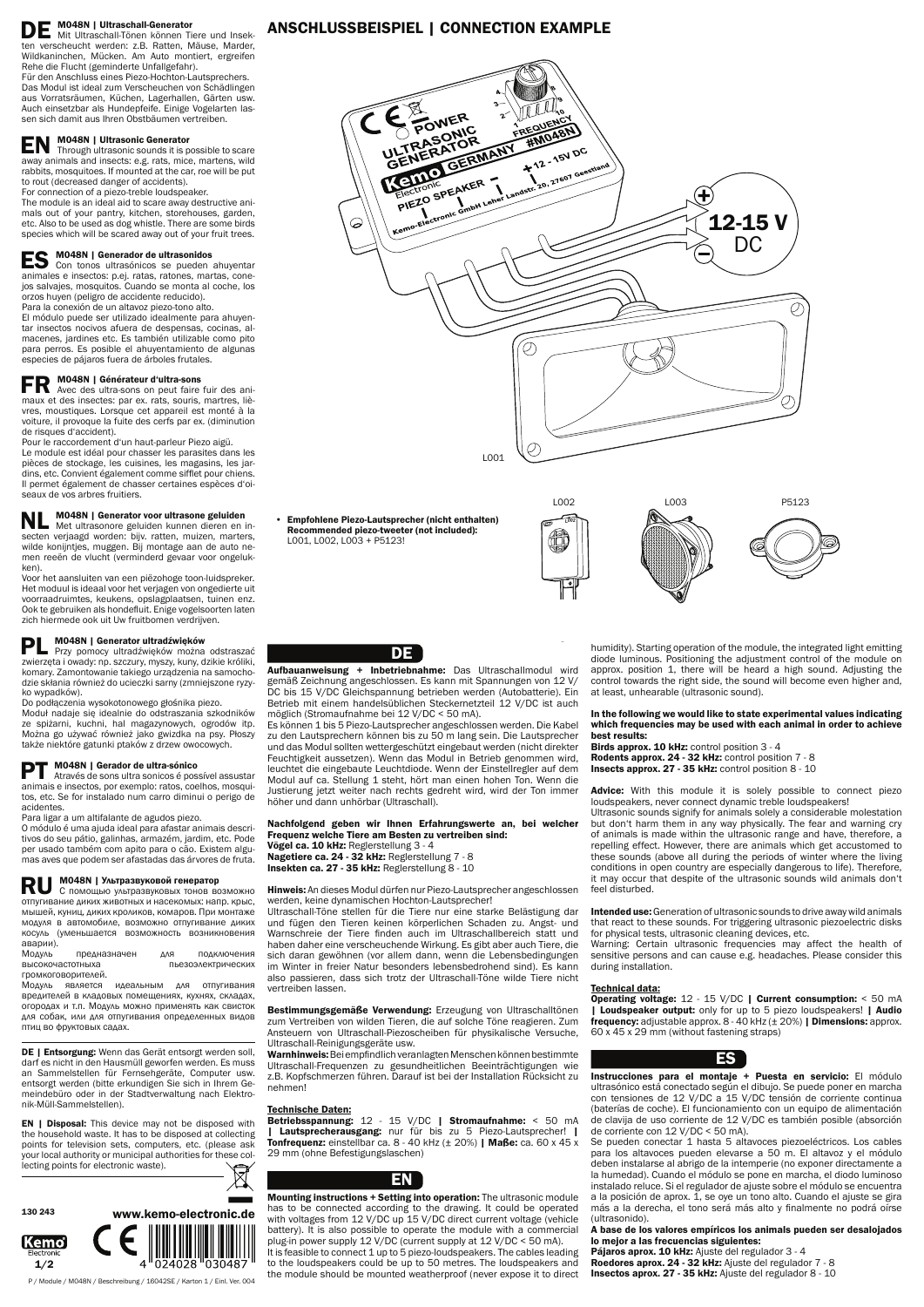## DE M048N | Ultraschall-Generator

Mit Ultraschall-Tönen können Tiere und Insekten verscheucht werden: z.B. Ratten, Mäuse, Marder, Wildkaninchen, Mücken. Am Auto montiert, ergreifen Rehe die Flucht (geminderte Unfallgefahr).
Für den Anschluss eines Piezo-Hochton-Lautsprechers.
Das Modul ist ideal zum Verscheuchen von Schädlingen aus Vorratsräumen, Küchen, Lagerhallen, Gärten usw. Auch einsetzbar als Hundepfeife. Einige Vogelarten lassen sich damit aus Ihren Obstbäumen vertreiben.

## EN M048N | Ultrasonic Generator

Through ultrasonic sounds it is possible to scare away animals and insects: e.g. rats, mice, martens, wild rabbits, mosquitoes. If mounted at the car, roe will be put to rout (decreased danger of accidents).
For connection of a piezo-treble loudspeaker.
The module is an ideal aid to scare away destructive animals out of your pantry, kitchen, storehouses, garden, etc. Also to be used as dog whistle. There are some birds species which will be scared away out of your fruit trees.

## ES M048N | Generador de ultrasonidos

Con tonos ultrasónicos se pueden ahuyentar animales e insectos: p.ej. ratas, ratones, martas, conejos salvajes, mosquitos. Cuando se monta al coche, los orzos huyen (peligro de accidente reducido).
Para la conexión de un altavoz piezo-tono alto.
El módulo puede ser utilizado idealmente para ahuyentar insectos nocivos afuera de despensas, cocinas, almacenes, jardines etc. Es también utilizable como pito para perros. Es posible el ahuyentamiento de algunas especies de pájaros fuera de árboles frutales.

## FR M048N | Générateur d'ultra-sons

Avec des ultra-sons on peut faire fuir des animaux et des insectes: par ex. rats, souris, martres, lièvres, moustiques. Lorsque cet appareil est monté à la voiture, il provoque la fuite des cerfs par ex. (diminution de risques d'accident).
Pour le raccordement d'un haut-parleur Piezo aigü.
Le module est idéal pour chasser les parasites dans les pièces de stockage, les cuisines, les magasins, les jardins, etc. Convient également comme sifflet pour chiens. Il permet également de chasser certaines espèces d'oiseaux de vos arbres fruitiers.

## NL M048N | Generator voor ultrasone geluiden

Met ultrasonore geluiden kunnen dieren en insecten verjaagd worden: bijv. ratten, muizen, marters, wilde konijntjes, muggen. Bij montage aan de auto nemen reeën de vlucht (verminderd gevaar voor ongelukken).
Voor het aansluiten van een piëzohoge toon-luidspreker.
Het moduul is ideaal voor het verjagen van ongedierte uit voorraadruimtes, keukens, opslagplaatsen, tuinen enz. Ook te gebruiken als hondefluit. Enige vogelsoorten laten zich hiermede ook uit Uw fruitbomen verdrijven.

## PL M048N | Generator ultradźwięków

Przy pomocy ultradźwięków można odstraszać zwierzęta i owady: np. szczury, myszy, kuny, dzikie króliki, komary. Zamontowanie takiego urządzenia na samochodzie skłania również do ucieczki sarny (zmniejszone ryzyko wypadków).
Do podłączenia wysokotonowego głośnika piezo.
Moduł nadaje się idealnie do odstraszania szkodników ze spiżarni, kuchni, hal magazynowych, ogrodów itp. Można go używać również jako gwizdka na psy. Płoszy także niektóre gatunki ptaków z drzew owocowych.

## PT M048N | Gerador de ultra-sónico

Através de sons ultra sonicos é possível assustar animais e insectos, por exemplo: ratos, coelhos, mosquitos, etc. Se for instalado num carro diminui o perigo de acidentes.
Para ligar a um altifalante de agudos piezo.
O módulo é uma ajuda ideal para afastar animais descritivos do seu pátio, galinhas, armazém, jardim, etc. Pode per usado também com apito para o cão. Existem algumas aves que podem ser afastadas das árvores de fruta.

## RU M048N | Ультразвуковой генератор

С помощью ультразвуковых тонов возможно отпугивание диких животных и насекомых: напр. крыс, мышей, куниц, диких кроликов, комаров. При монтаже модуля в автомобиле, возможно отпугивание диких косуль (уменьшается возможность возникновения аварии).
Модуль предназначен для подключения высокочастотных пьезоэлектрических громкоговорителей.
Модуль является идеальным для отпугивания вредителей в кладовых помещениях, кухнях, складах, огородах и т.п. Модуль можно применять как свисток для собак, или для отпугивания определенных видов птиц во фруктовых садах.

**DE | Entsorgung:** Wenn das Gerät entsorgt werden soll, darf es nicht in den Hausmüll geworfen werden. Es muss an Sammelstellen für Fernsehgeräte, Computer usw. entsorgt werden (bitte erkundigen Sie sich in Ihrem Gemeindebüro oder in der Stadtverwaltung nach Elektronik-Müll-Sammelstellen).

**EN | Disposal:** This device may not be disposed with the household waste. It has to be disposed at collecting points for television sets, computers, etc. (please ask your local authority or municipal authorities for these collecting points for electronic waste).

130 243

www.kemo-electronic.de

P / Module / M048N / Beschreibung / 16042SE / Karton 1 / Einl. Ver. 004

# ANSCHLUSSBEISPIEL | CONNECTION EXAMPLE

POWER, ULTRASONIC GENERATOR, FREQUENCY, #M048N, Kemo GERMANY, + 12 - 15V DC, Electronic, PIEZO SPEAKER, Kemo-Electronic GmbH Leher Landstr. 20, 27607 Geestland

+ 12-15 V DC −

L001 L002 L003 P5123

- **Empfohlene Piezo-Lautsprecher (nicht enthalten)**
  **Recommended piezo-tweeter (not included):**
  L001, L002, L003 + P5123!

## DE

**Aufbauanweisung + Inbetriebnahme:** Das Ultraschallmodul wird gemäß Zeichnung angeschlossen. Es kann mit Spannungen von 12 V/DC bis 15 V/DC Gleichspannung betrieben werden (Autobatterie). Ein Betrieb mit einem handelsüblichen Steckernetzteil 12 V/DC ist auch möglich (Stromaufnahme bei 12 V/DC < 50 mA).
Es können 1 bis 5 Piezo-Lautsprecher angeschlossen werden. Die Kabel zu den Lautsprechern können bis zu 50 m lang sein. Die Lautsprecher und das Modul sollten wettergeschützt eingebaut werden (nicht direkter Feuchtigkeit aussetzen). Wenn das Modul in Betrieb genommen wird, leuchtet die eingebaute Leuchtdiode. Wenn der Einstellregler auf dem Modul auf ca. Stellung 1 steht, hört man einen hohen Ton. Wenn die Justierung jetzt weiter nach rechts gedreht wird, wird der Ton immer höher und dann unhörbar (Ultraschall).

**Nachfolgend geben wir Ihnen Erfahrungswerte an, bei welcher Frequenz welche Tiere am Besten zu vertreiben sind:**
**Vögel ca. 10 kHz:** Reglerstellung 3 - 4
**Nagetiere ca. 24 - 32 kHz:** Reglerstellung 7 - 8
**Insekten ca. 27 - 35 kHz:** Reglerstellung 8 - 10

**Hinweis:** An dieses Modul dürfen nur Piezo-Lautsprecher angeschlossen werden, keine dynamischen Hochton-Lautsprecher!
Ultraschall-Töne stellen für die Tiere nur eine starke Belästigung dar und fügen den Tieren keinen körperlichen Schaden zu. Angst- und Warnschreie der Tiere finden auch im Ultraschallbereich statt und haben daher eine verscheuchende Wirkung. Es gibt aber auch Tiere, die sich daran gewöhnen (vor allem dann, wenn die Lebensbedingungen im Winter in freier Natur besonders lebensbedrohend sind). Es kann also passieren, dass sich trotz der Ultraschall-Töne wilde Tiere nicht vertreiben lassen.

**Bestimmungsgemäße Verwendung:** Erzeugung von Ultraschalltönen zum Vertreiben von wilden Tieren, die auf solche Töne reagieren. Zum Ansteuern von Ultraschall-Piezoscheiben für physikalische Versuche, Ultraschall-Reinigungsgeräte usw.
**Warnhinweis:** Bei empfindlich veranlagten Menschen können bestimmte Ultraschall-Frequenzen zu gesundheitlichen Beeinträchtigungen wie z.B. Kopfschmerzen führen. Darauf ist bei der Installation Rücksicht zu nehmen!

**Technische Daten:**
**Betriebsspannung:** 12 - 15 V/DC **| Stromaufnahme:** < 50 mA **| Lautsprecherausgang:** nur für bis zu 5 Piezo-Lautsprecher! **| Tonfrequenz:** einstellbar ca. 8 - 40 kHz (± 20%) **| Maße:** ca. 60 x 45 x 29 mm (ohne Befestigungslaschen)

## EN

**Mounting instructions + Setting into operation:** The ultrasonic module has to be connected according to the drawing. It could be operated with voltages from 12 V/DC up 15 V/DC direct current voltage (vehicle battery). It is also possible to operate the module with a commercial plug-in power supply 12 V/DC (current supply at 12 V/DC < 50 mA).
It is feasible to connect 1 up to 5 piezo-loudspeakers. The cables leading to the loudspeakers could be up to 50 metres. The loudspeakers and the module should be mounted weatherproof (never expose it to direct humidity). Starting operation of the module, the integrated light emitting diode luminous. Positioning the adjustment control of the module on approx. position 1, there will be heard a high sound. Adjusting the control towards the right side, the sound will become even higher and, at least, unhearable (ultrasonic sound).

**In the following we would like to state experimental values indicating which frequencies may be used with each animal in order to achieve best results:**
**Birds approx. 10 kHz:** control position 3 - 4
**Rodents approx. 24 - 32 kHz:** control position 7 - 8
**Insects approx. 27 - 35 kHz:** control position 8 - 10

**Advice:** With this module it is solely possible to connect piezo loudspeakers, never connect dynamic treble loudspeakers!
Ultrasonic sounds signify for animals solely a considerable molestation but don't harm them in any way physically. The fear and warning cry of animals is made within the ultrasonic range and have, therefore, a repelling effect. However, there are animals which get accustomed to these sounds (above all during the periods of winter where the living conditions in open country are especially dangerous to life). Therefore, it may occur that despite of the ultrasonic sounds wild animals don't feel disturbed.

**Intended use:** Generation of ultrasonic sounds to drive away wild animals that react to these sounds. For triggering ultrasonic piezoelectric disks for physical tests, ultrasonic cleaning devices, etc.
Warning: Certain ultrasonic frequencies may affect the health of sensitive persons and can cause e.g. headaches. Please consider this during installation.

**Technical data:**
**Operating voltage:** 12 - 15 V/DC **| Current consumption:** < 50 mA **| Loudspeaker output:** only for up to 5 piezo loudspeakers! **| Audio frequency:** adjustable approx. 8 - 40 kHz (± 20%) **| Dimensions:** approx. 60 x 45 x 29 mm (without fastening straps)

## ES

**Instrucciones para el montaje + Puesta en servicio:** El módulo ultrasónico está conectado según el dibujo. Se puede poner en marcha con tensiones de 12 V/DC a 15 V/DC tensión de corriente continua (baterías de coche). El funcionamiento con un equipo de alimentación de clavija de uso corriente de 12 V/DC es también posible (absorción de corriente con 12 V/DC < 50 mA).
Se pueden conectar 1 hasta 5 altavoces piezoeléctricos. Los cables para los altavoces pueden elevarse a 50 m. El altavoz y el módulo deben instalarse al abrigo de la intemperie (no exponer directamente a la humedad). Cuando el módulo se pone en marcha, el diodo luminoso instalado reluce. Si el regulador de ajuste sobre el módulo se encuentra a la posición de aprox. 1, se oye un tono alto. Cuando el ajuste se gira más a la derecha, el tono será más alto y finalmente no podrá oírse (ultrasonido).

**A base de los valores empíricos los animales pueden ser desalojados lo mejor a las frecuencias siguientes:**
**Pájaros aprox. 10 kHz:** Ajuste del regulador 3 - 4
**Roedores aprox. 24 - 32 kHz:** Ajuste del regulador 7 - 8
**Insectos aprox. 27 - 35 kHz:** Ajuste del regulador 8 - 10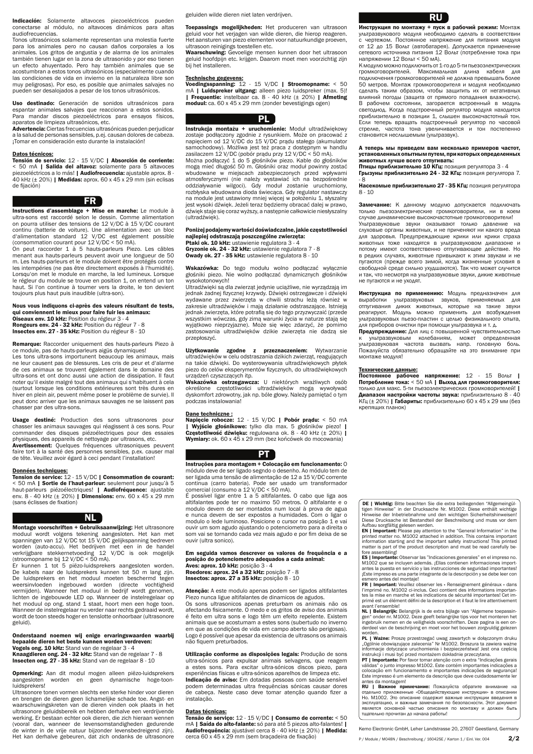**Indicación:** Solamente altavoces piezoeléctricos pueden conectarse al módulo, no altavoces dinámicos para altas audiofrecuencias.

Tonos ultrasónicos solamente representan una molestia fuerte para los animales pero no causan daños corporales a los animales. Los gritos de angustia y de alarma de los animales también tienen lugar en la zona de ultrasonido y por eso tienen un efecto ahuyentado. Pero hay también animales que se acostumbran a estos tonos ultrasónicos (especialmente cuando las condiciones de vida en invierno en la naturaleza libre son muy peligrosas). Por eso, es posible que animales salvajes no pueden ser desalojados a pesar de los tonos ultrasónicos.

**Uso destinado:** Generación de sonidos ultrasónicos para espantar animales salvajes que reaccionan a estos sonidos. Para mandar discos piezoeléctricos para ensayos físicos, aparatos de limpieza ultrasónicos, etc.

**Advertencia:** Ciertas frecuencias ultrasónicas pueden perjudicar a la salud de personas sensibles, p.ej. causan dolores de cabeza. ¡Tomar en consideración esto durante la instalación!

**Datos técnicos:**

**Tensión de servicio:** 12 - 15 V/DC **| Absorción de corriente:** < 50 mA **| Salida del altavoz:** solamente para 5 altavoces piezoeléctricos a lo más! **| Audiofrecuencia:** ajustable aprox. 8 - 40 kHz (± 20%) **| Medidas:** aprox. 60 x 45 x 29 mm (sin eclisas de fijación)

## FR

**Instructions d'assemblage + Mise en marche:** Le module à ultra-sons est raccordé selon le dessin. Comme alimentation on pourra utiliser des tensions de 12 V/DC à 15 V/DC courant continu (batterie de voiture). Une alimentation avec un bloc d'alimentation standard 12 V/DC est également possible (consommation courant pour 12 V/DC < 50 mA).

On peut raccorder 1 à 5 hauts-parleurs Piezo. Les câbles menant aux hauts-parleurs peuvent avoir une longueur de 50 m. Les hauts-parleurs et le module doivent être protégés contre les intempéries (ne pas être directement exposés à l'humidité). Lorsqu'on met le module en marche, la led lumineux. Lorsque le régleur du module se trouve en position 1, on entend un ton haut. Si l'on continue à tourner vers la droite, le ton devient toujours plus haut puis inaudible (ultra-son).

**Nous vous indiquons ci-après des valeurs résultant de tests, qui conviennent le mieux pour faire fuir les animaux:**
**Oiseaux env. 10 kHz:** Position du régleur 3 - 4
**Rongeurs env. 24 - 32 kHz:** Position du régleur 7 - 8
**Insectes env. 27 - 35 kHz:** Position du régleur 8 - 10

**Remarque:** Raccorder uniquement des hauts-parleurs Piezo à ce module, pas de hauts-parleurs aigüs dynamiques!

Les tons ultra-sons importunent beaucoup les animaux, mais ne leur causent pas de blessures. Les cris de peur et d'alarme de ces animaux se trouvent également dans le domaine des ultra-sons et ont donc aussi une action de dissipation. Il faut noter qu'il existe malgré tout des animaux qui s'habituent à cela (surtout lorsque les conditions extérieures sont très dures en hiver en plein air, peuvent même poser le problème de survie). Il peut donc arriver que les animaux sauvages ne se laissent pas chasser par des ultra-sons.

**Usage destiné:** Production des sons ultrasonores pour chasser les animaux sauvages qui réagissent à ces sons. Pour commander des disques piézoélectriques pour des essaies physiques, des appareils de nettoyage par ultrasons, etc.

**Avertissement:** Quelques fréquences ultrasoniques peuvent faire tort à la santé des personnes sensibles, p.ex. causer mal de tête. Veuillez avoir égard à ceci pendant l'installation!

**Données techniques:**

**Tension de service:** 12 - 15 V/DC **| Consommation de courant:** < 50 mA **| Sortie de l'haut-parleur:** seulement pour jusqu'à 5 haut-parleurs piézoélectriques! **| Audiofréquence:** ajustable env. 8 - 40 kHz (± 20%) **| Dimensions:** env. 60 x 45 x 29 mm (sans éclisses de fixation)

## NL

**Montage voorschriften + Gebruiksaanwijzing:** Het ultrasone moduul wordt volgens tekening aangesloten. Het kan met spanningen van 12 V/DC tot 15 V/DC gelijkspanning bedreven worden (auto-accu). Het bedrijven met een in de handel verkrijgbare stekkernetvoeding 12 V/DC is ook mogelijk (stroomopname bij 12 V/DC < 50 mA).

Er kunnen 1 tot 5 piëzo-luidsprekers aangesloten worden. De kabels naar de luidsprekers kunnen tot 50 m lang zijn. De luidsprekers en het moduul moeten beschermd tegen weersinvloeden ingebouwd worden (directe vochtigheid vermijden). Wanneer het moduul in bedrijf wordt genomen, lichten de ingebouwde LED op. Wanneer de instelregelaar op het moduul op ong. stand 1 staat, hoort men een hoge toon. Wanneer de instelregelaar nu verder naar rechts gedraaid wordt, wordt de toon steeds hoger en tenslotte onhoorbaar (ultrasone geluid).

**Onderstaand noemen wij enige ervaringswaarden waarbij bepaalde dieren het beste kunnen worden verdreven:**
**Vogels ong. 10 kHz:** Stand van de regelaar 3 - 4
**Knaagdieren ong. 24 - 32 kHz:** Stand van de regelaar 7 - 8
**Insecten ong. 27 - 35 kHz:** Stand van de regelaar 8 - 10

**Opmerking:** Aan dit modul mogen alleen piëzo-luidsprekers aangesloten worden en geen dynamische hoge-toon-luidsprekers!

Ultrasonore tonen vormen slechts een sterke hinder voor dieren en brengen de dieren geen lichamelijke schade toe. Angst- en waarschuwingskreten van de dieren vinden ook plaats in het ultrasonore geluidsbereik en hebben derhalve een verdrijvende werking. Er bestaan echter ook dieren, die zich hieraan wennen (vooral dan, wanneer de levensomstandigheden gedurende de winter in de vrije natuur bijzonder levensbedreigend zijn). Het kan derhalve gebeuren, dat zich ondanks de ultrasonore geluiden wilde dieren niet laten verdrijven.

**Toepassings mogelijkheden:** Het produceren van ultrasoon geluid voor het verjagen van wilde dieren, die hierop reageren. Het aansturen van piezo elementen voor natuurkundige proeven, ultrasoon reinigings toestellen etc.

**Waarschuwing:** Gevoelige mensen kunnen door het ultrasoon geluid hoofdpijn etc. krijgen. Daarom moet men voorzichtig zijn bij het installeren.

**Technische gegevens:**

**Voedingsspanning:** 12 - 15 V/DC **| Stroomopname:** < 50 mA **| Luidspreker uitgang:** alleen piezo luidspreker (max. 5)! **| Frequentie:** instelbaar ca. 8 - 40 kHz (± 20%) **| Afmeting moduul:** ca. 60 x 45 x 29 mm (zonder bevestigings ogen)

## PL

**Instrukcja montażu + uruchomienie:** Moduł ultradźwiękowy zostaje podłączony zgodnie z rysunkiem. Może on pracować z napięciem od 12 V/DC do 15 V/DC prądu stałego (akumulator samochodowy). Możliwa jest też praca z dostępnym w handlu zasilaczem 12 V/DC (pobór prądu przy 12 V/DC < 50 mA).

Można podłączyć 1 do 5 głośników piezo. Kable do głośników mogą mieć długość 50 m. Głośniki oraz moduł powinny zostać wbudowane w miejscach zabezpieczonych przed wpływami atmosferycznymi (nie należy wystawiać ich na bezpośrednie oddziaływanie wilgoci). Gdy moduł zostanie uruchomiony, rozbłyska wbudowana dioda świecąca. Gdy regulator nastawczy na module jest ustawiony mniej więcej w położeniu 1, słyszalny jest wysoki dźwięk. Jeżeli teraz będziemy obracać dalej w prawo, dźwięk staje się coraz wyższy, a następnie całkowicie niesłyszalny (ultradźwięk).

**Poniżej podajemy wartości doświadczalne, jakie częstotliwości najlepiej odstraszają poszczególne zwierzęta:**
**Ptaki ok. 10 kHz:** ustawienie regulatora 3 - 4
**Gryzonie ok. 24 - 32 kHz:** ustawienie regulatora 7 - 8
**Owady ok. 27 - 35 kHz:** ustawienie regulatora 8 - 10

**Wskazówka:** Do tego modułu wolno podłączać wyłącznie głośniki piezo. Nie wolno podłączać dynamicznych głośników wysokotonowych!

Ultradźwięki są dla zwierząt jedynie uciążliwe, nie wyrządzają im jednak żadnej fizycznej krzywdy. Dzięki ostrzegawcze i dźwięki wydawane przez zwierzęta w chwili strachu leżą również w zakresie ultradźwięków i mają działanie odstraszające. Istnieją jednak zwierzęta, które potrafią się do tego przyzwyczaić (przede wszystkim wówczas, gdy zimą warunki życia w naturze stają się wyjątkowo nieprzyjazne). Może się więc zdarzyć, że pomimo zastosowania ultradźwięków dzikie zwierzęta nie dadzą się przepłoszyć.

**Użytkowanie zgodne z przeznaczeniem:** Wytwarzanie ultradźwięków w celu odstraszania dzikich zwierząt, reagujących na takie dźwięki. Do wysterowywania ultradźwiękowych płytek piezo do celów eksperymentów fizycznych, do ultradźwiękowych urządzeń czyszczących itp.

**Wskazówka ostrzegawcza:** U niektórych wrażliwych osób określone częstotliwości ultradźwięków mogą wywoływać dyskomfort zdrowotny, jak np. bóle głowy. Należy pamiętać o tym podczas instalowania!

**Dane techniczne:**

**Napięcie robocze:** 12 - 15 V/DC **| Pobór prądu:** < 50 mA **| Wyjście głośnikowe:** tylko dla max. 5 głośników piezo! **| Częstotliwość dźwięku:** regulowana ok. 8 - 40 kHz (± 20%) **| Wymiary:** ok. 60 x 45 x 29 mm (bez końcówek do mocowania)

## PT

**Instruções para montagem + Colocação em funcionamento:** O módulo deve de ser ligado segndo o desenho. Ao módulo tem de ser ligada uma tensão de alimentação de 12 a 15 V/DC corrente continua (carro bateria). Pode ser usado um transformador comercial (consumo a 12 V/DC < 50 mA).

É possível ligar entre 1 a 5 altifalantes. O cabo que liga aos altifalantes pode ter no maximo 50 metros. O altifalante e o modulo devem de ser montados num local à prova de agua e nunca devem de ser expostos a humidades. Com o ligar o modulo o lede luminoso. Posicione o cursor na posição 1 e vai ouvir um som agudo ajustando o potenciometro para a direita o som vai se tornando cada vez mais agudo e por fim deixa de se ouvir (ultra sonico).

**Em seguida vamos descrever os valores de frequência e a posição do potenciometro adequados a cada animal:**
**Aves: aprox. 10 kHz:** posição 3 - 4
**Roedores: aprox. 24 a 32 kHz:** posição 7 - 8
**Insectos: aprox. 27 a 35 kHz:** posição 8 - 10

**Atenção:** A este modulo apenas podem ser ligados altifalantes Piezo nunca ligue altifalantes de dinamicos de agudos.

Os sons ultrasonicos apenas preturbam os animais não os afectando fisicamente. O medo e os gritos de aviso dos animais é feito em ultra sons e logo têm um efeito repelente. Existem animais que se acostumam a estes sons (subertudo no inverno em que as condições de vida em campo aberto são perigosas). Logo é possível que apesar da existencia de ultrasons os animais não fiquem preturbados.

**Utilização conforme as disposições legais:** Produção de sons ultra-sónicos para expulsar animais selvagens, que reagem a estes sons. Para excitar ultra-sónicos discos piezo, para experiências físicas e ultra-sónicos aparelhos de limpeza etc.

**Indicação de aviso:** Em dotadas pessoas com saúde sensível podem determinadas ultra frequências sónicas causar dores de cabeça. Neste caso deve tomar atenção quando fizer a instalação.

**Datas técnicas:**

**Tensão de serviço:** 12 - 15 V/DC **| Consumo de corrente:** < 50 mA **| Saída do alto-falante:** só para até 5 piezos alto-falantes! **| Audiofrequência:** ajustável cerca 8 - 40 kHz (± 20%) **| Medida:** cerca 60 x 45 x 29 mm (sem braçadeira de fixação)

## RU

**Инструкция по монтажу + пуск в рабочий режим:** Монтаж ультразвукового модуля необходимо сделать в соответствии с чертежом. Постоянное напряжение для питания модуля от 12 до 15 Вольт (автобатарея). Допускается применение сетевого источника питания 12 Вольт (потребление тока при напряжении 12 Вольт < 50 мА).

К модулю можно подключить от 1-го до 5-ти пьезоэлектрических громкоговорителей. Максимальная длина кабеля для подключения громкоговорителей не должна превышать более 50 метров. Монтаж громкоговорителя и модуля необходимо сделать таким образом, чтоб защитить их от негативных влияний погоды (защита от прямого попадания влажности). В рабочем состоянии, загорается встроенный в модуль светодиод. Когда подстроечный регулятор модуля находится приблизительно в позиции 1, слышен высокочастотный тон. Если теперь вращать подстроечный регулятор по часовой стрелке, частота тона увеличивается и тон постепенно становится неслышимым (ультразвук).

**А теперь мы приведем вам несколько примеров частот, установленных опытным путем, при которых определенных животных лучше всего отпугивать:**
**Птицы приблизительно 10 КГц:** позиция регулятора 3 - 4
**Грызуны приблизительно 24 - 32 КГц:** позиция регулятора 7 - 8
**Насекомые приблизительно 27 - 35 КГц:** позиция регулятора 8 - 10

**Замечание:** К данному модулю допускается подключать только пьезоэлектрические громкоговорители, ни в коем случае динамические высокочастотные громкоговорители!

Ультразвуковые звуки оказывают только давление на слуховые органы животных, и не причиняют никакого вреда для здоровья. Предупреждающие крики или крики страха животных тоже находятся в ультразвуковом диапазоне и потому имеют соответственно отпугивающее действие. Но в редких случаях, животные привыкают к этим звукам и не пугаются (прежде всего зимой, когда жизненные условия в свободной среде сильно ухудшаются). Так что может случится и так, что несмотря на ультразвуковые звуки, дикие животные не пугаются и не уходят.

**Инструкция по применению:** Модуль предназначен для выработки ультразвуковых звуков, применяемых для отпугивания диких животных, которые на такие звуки реагируют. Модуль можно применить для возбуждения ультразвуковых пьезо-пластин с целью физикального опыта, для приборов очистки при помощи ультразвука и т. д.

**Предупреждение:** Для лиц с повышенной чувствительностью к ультразвуковым колебаниям, может определенная ультразвуковая частота вызвать напр. головную боль. Пожалуйста обязательно обращайте на это внимание при монтаже модуля!

**Технические данные:**

**Постоянное рабочее напряжение:** 12 - 15 Вольт **| Потребление тока:** < 50 мА **| Выход для громкоговорителя:** только для макс. 5-ти пьезоэлектрических громкоговорителей! **| Диапазон настройки частоты звука:** приблизительно 8 - 40 КГц (± 20%) **| Габариты:** приблизительно 60 x 45 x 29 мм (без крепящих планок)

**DE | Wichtig:** Bitte beachten Sie die extra beiliegenden "Allgemeingültigen Hinweise" in der Drucksache Nr. M1002. Diese enthält wichtige Hinweise der Inbetriebnahme und den wichtigen Sicherheitshinweisen! Diese Drucksache ist Bestandteil der Beschreibung und muss vor dem Aufbau sorgfältig gelesen werden.

**EN | Important:** Please pay attention to the "General Information" in the printed matter no. M1002 attached in addition. This contains important information starting and the important safety instructions! This printed matter is part of the product description and must be read carefully before assembling!

**ES | Importante:** Observar las "Indicaciones generales" en el impreso no. M1002 que se incluyen además. ¡Ellas contienen informaciones importantes a la puesta en servicio y las instrucciones de seguridad importantes! ¡Este impreso es una parte integrante de la descripción y se debe leer con esmero antes del montaje!

**FR | Important:** Veuillez observer les « Renseignement généraux » dans l'imprimé no. M1002 ci-inclus. Ceci contient des informations importantes la mise en marche et les indications de sécurité importantes! Cet imprimé est un élément défini de la description et il faut le lire attentivement avant l'ensemble!

**NL | Belangrijk:** Belangrijk is de extra bijlage van "Algemene toepassingen" onder nr. M1002. Deze geeft belangrijke tips voor het monteren het ingebruik nemen en de veiligheids voorschriften. Deze pagina is een onderdeel van de beschrijving en moet voor het bouwen zorgvuldig gelezen worden.

**PL | Ważne:** Proszę przestrzegać uwag zawartych w dołączonym druku „Ogólnie obowiązujące zalecenia" Nr M1002. Broszura ta zawiera ważne informacje dotyczące uruchomienia i bezpieczeństwa! Jest ona częścią instrukcji i musi być przed montażem dokładnie przeczytana.

**PT | Importante:** Por favor tomar atenção com o extra "Indicações gerais válidas" o junto impresso M1002. Este contém importantes indicações a colocação em funcionamento e importantes indicações de segurança! Este impresso é um elemento da descrição que deve cuidadosamente ler antes da montagem!

**RU | Важное примечание:** Пожалуйста обратите внимание на отдельно приложенные «Общедействующие инструкции» в описании Но. M1002. Это описание содержит важные инструкции введения в эксплуатацию, и важные замечания по безопасности. Этот документ является основной частью описания по монтажу и должен быть тщательно прочитан до начала работы!

Kemo Electronic GmbH, Leher Landstrasse 20, 27607 Geestland, Germany

P / Module / M048N / Beschreibung / 16042SE / Karton 1 / Einl. Ver. 004